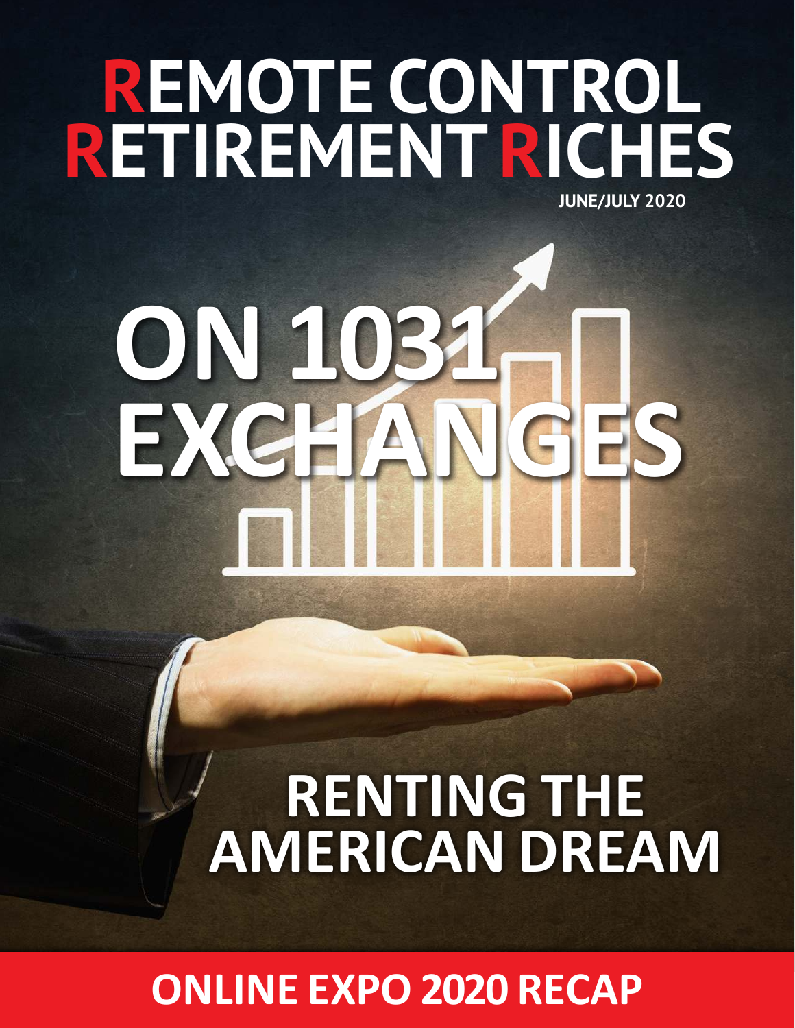# REMOTE CONTROL RETIREMENT RICHES

**JUNE/JULY 2020**

## ON 1031 EXCHANGES

## RENTING THE AMERICAN DREAM

## ONLINE EXPO 2020 RECAP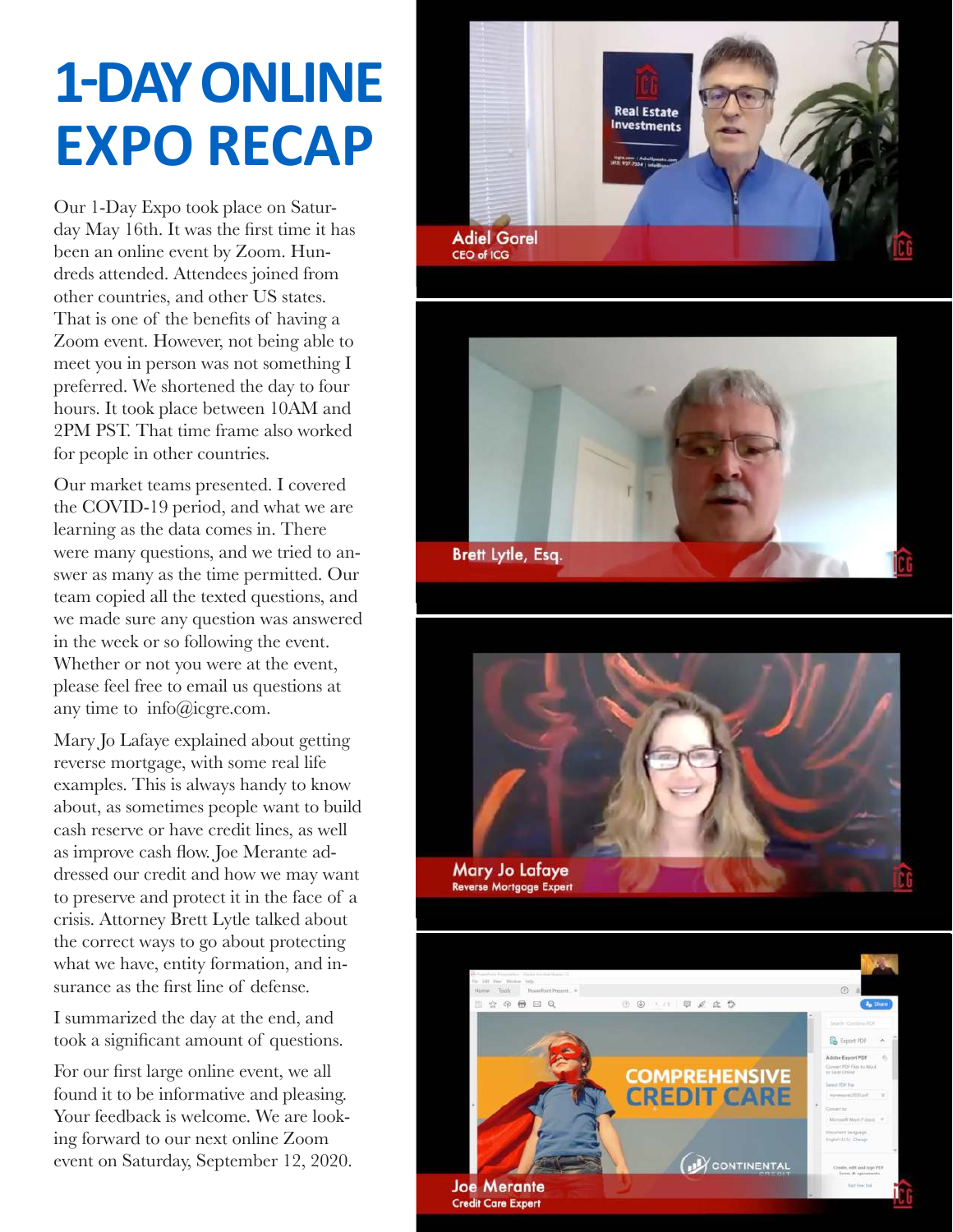# 1-DAY ONLINE EXPO RECAP

Our 1-Day Expo took place on Saturday May 16th. It was the first time it has been an online event by Zoom. Hundreds attended. Attendees joined from other countries, and other US states. That is one of the benefits of having a Zoom event. However, not being able to meet you in person was not something I preferred. We shortened the day to four hours. It took place between 10AM and 2PM PST. That time frame also worked for people in other countries.

Our market teams presented. I covered the COVID-19 period, and what we are learning as the data comes in. There were many questions, and we tried to answer as many as the time permitted. Our team copied all the texted questions, and we made sure any question was answered in the week or so following the event. Whether or not you were at the event, please feel free to email us questions at any time to info@icgre.com.

Mary Jo Lafaye explained about getting reverse mortgage, with some real life examples. This is always handy to know about, as sometimes people want to build cash reserve or have credit lines, as well as improve cash flow. Joe Merante addressed our credit and how we may want to preserve and protect it in the face of a crisis. Attorney Brett Lytle talked about the correct ways to go about protecting what we have, entity formation, and insurance as the first line of defense.

I summarized the day at the end, and took a significant amount of questions.

For our first large online event, we all found it to be informative and pleasing. Your feedback is welcome. We are looking forward to our next online Zoom event on Saturday, September 12, 2020.

Adiel Gorel
CEO of ICG

Brett Lytle, Esq.

Mary Jo Lafaye
Reverse Mortgage Expert

Joe Merante
Credit Care Expert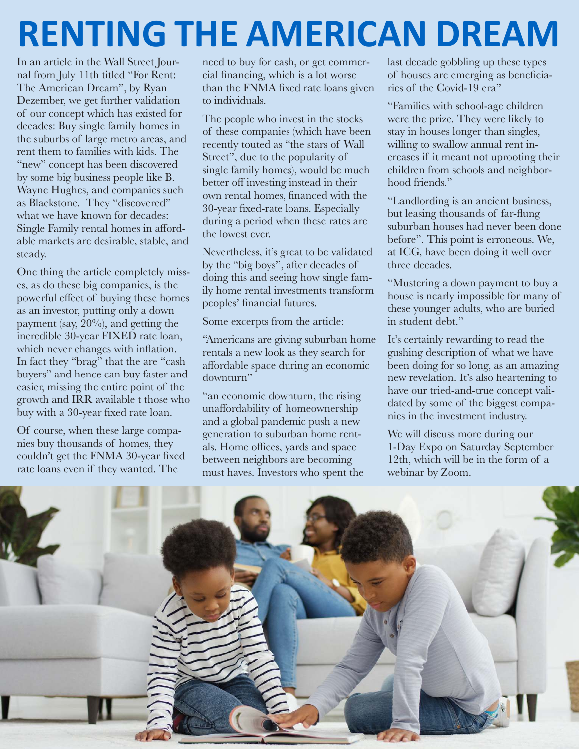# RENTING THE AMERICAN DREAM

In an article in the Wall Street Journal from July 11th titled "For Rent: The American Dream", by Ryan Dezember, we get further validation of our concept which has existed for decades: Buy single family homes in the suburbs of large metro areas, and rent them to families with kids. The "new" concept has been discovered by some big business people like B. Wayne Hughes, and companies such as Blackstone. They "discovered" what we have known for decades: Single Family rental homes in affordable markets are desirable, stable, and steady.

One thing the article completely misses, as do these big companies, is the powerful effect of buying these homes as an investor, putting only a down payment (say, 20%), and getting the incredible 30-year FIXED rate loan, which never changes with inflation. In fact they "brag" that the are "cash buyers" and hence can buy faster and easier, missing the entire point of the growth and IRR available t those who buy with a 30-year fixed rate loan.

Of course, when these large companies buy thousands of homes, they couldn't get the FNMA 30-year fixed rate loans even if they wanted. The need to buy for cash, or get commercial financing, which is a lot worse than the FNMA fixed rate loans given to individuals.

The people who invest in the stocks of these companies (which have been recently touted as "the stars of Wall Street", due to the popularity of single family homes), would be much better off investing instead in their own rental homes, financed with the 30-year fixed-rate loans. Especially during a period when these rates are the lowest ever.

Nevertheless, it's great to be validated by the "big boys", after decades of doing this and seeing how single family home rental investments transform peoples' financial futures.

Some excerpts from the article:

"Americans are giving suburban home rentals a new look as they search for affordable space during an economic downturn"

"an economic downturn, the rising unaffordability of homeownership and a global pandemic push a new generation to suburban home rentals. Home offices, yards and space between neighbors are becoming must haves. Investors who spent the last decade gobbling up these types of houses are emerging as beneficiaries of the Covid-19 era"

"Families with school-age children were the prize. They were likely to stay in houses longer than singles, willing to swallow annual rent increases if it meant not uprooting their children from schools and neighborhood friends."

"Landlording is an ancient business, but leasing thousands of far-flung suburban houses had never been done before". This point is erroneous. We, at ICG, have been doing it well over three decades.

"Mustering a down payment to buy a house is nearly impossible for many of these younger adults, who are buried in student debt."

It's certainly rewarding to read the gushing description of what we have been doing for so long, as an amazing new revelation. It's also heartening to have our tried-and-true concept validated by some of the biggest companies in the investment industry.

We will discuss more during our 1-Day Expo on Saturday September 12th, which will be in the form of a webinar by Zoom.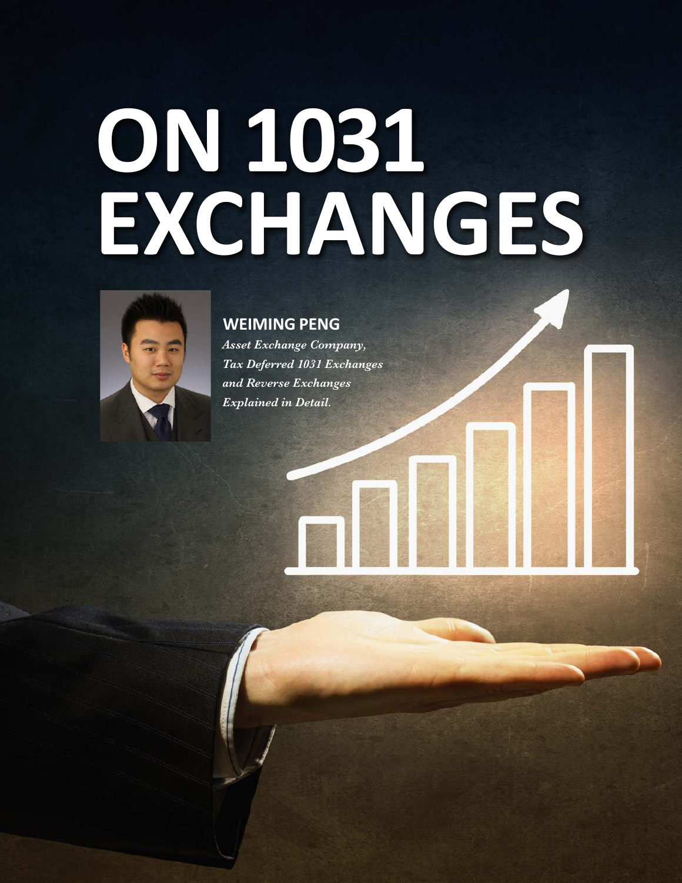# ON 1031 EXCHANGES

**WEIMING PENG**

*Asset Exchange Company, Tax Deferred 1031 Exchanges and Reverse Exchanges Explained in Detail.*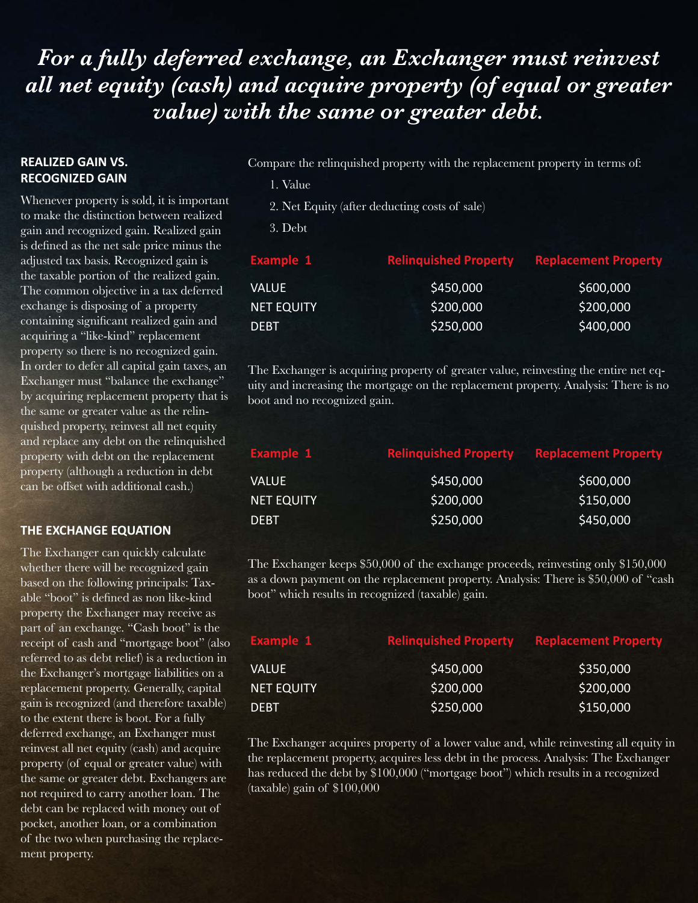# *For a fully deferred exchange, an Exchanger must reinvest all net equity (cash) and acquire property (of equal or greater value) with the same or greater debt.*

### REALIZED GAIN VS. RECOGNIZED GAIN

Whenever property is sold, it is important to make the distinction between realized gain and recognized gain. Realized gain is defined as the net sale price minus the adjusted tax basis. Recognized gain is the taxable portion of the realized gain. The common objective in a tax deferred exchange is disposing of a property containing significant realized gain and acquiring a "like-kind" replacement property so there is no recognized gain. In order to defer all capital gain taxes, an Exchanger must "balance the exchange" by acquiring replacement property that is the same or greater value as the relinquished property, reinvest all net equity and replace any debt on the relinquished property with debt on the replacement property (although a reduction in debt can be offset with additional cash.)

### THE EXCHANGE EQUATION

The Exchanger can quickly calculate whether there will be recognized gain based on the following principals: Taxable "boot" is defined as non like-kind property the Exchanger may receive as part of an exchange. "Cash boot" is the receipt of cash and "mortgage boot" (also referred to as debt relief) is a reduction in the Exchanger's mortgage liabilities on a replacement property. Generally, capital gain is recognized (and therefore taxable) to the extent there is boot. For a fully deferred exchange, an Exchanger must reinvest all net equity (cash) and acquire property (of equal or greater value) with the same or greater debt. Exchangers are not required to carry another loan. The debt can be replaced with money out of pocket, another loan, or a combination of the two when purchasing the replacement property.

Compare the relinquished property with the replacement property in terms of:

1. Value
2. Net Equity (after deducting costs of sale)
3. Debt

| Example 1 | Relinquished Property | Replacement Property |
|---|---|---|
| VALUE | $450,000 | $600,000 |
| NET EQUITY | $200,000 | $200,000 |
| DEBT | $250,000 | $400,000 |

The Exchanger is acquiring property of greater value, reinvesting the entire net equity and increasing the mortgage on the replacement property. Analysis: There is no boot and no recognized gain.

| Example 1 | Relinquished Property | Replacement Property |
|---|---|---|
| VALUE | $450,000 | $600,000 |
| NET EQUITY | $200,000 | $150,000 |
| DEBT | $250,000 | $450,000 |

The Exchanger keeps $50,000 of the exchange proceeds, reinvesting only $150,000 as a down payment on the replacement property. Analysis: There is $50,000 of "cash boot" which results in recognized (taxable) gain.

| Example 1 | Relinquished Property | Replacement Property |
|---|---|---|
| VALUE | $450,000 | $350,000 |
| NET EQUITY | $200,000 | $200,000 |
| DEBT | $250,000 | $150,000 |

The Exchanger acquires property of a lower value and, while reinvesting all equity in the replacement property, acquires less debt in the process. Analysis: The Exchanger has reduced the debt by $100,000 ("mortgage boot") which results in a recognized (taxable) gain of $100,000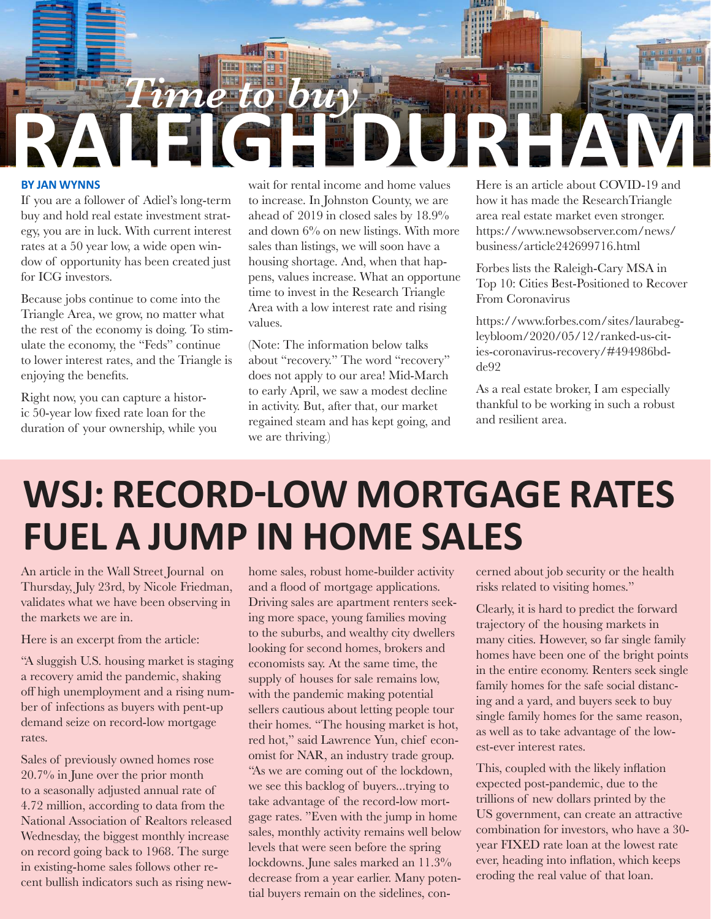# *Time to buy* RALEIGH DURHAM

**BY JAN WYNNS**

If you are a follower of Adiel's long-term buy and hold real estate investment strategy, you are in luck. With current interest rates at a 50 year low, a wide open window of opportunity has been created just for ICG investors.

Because jobs continue to come into the Triangle Area, we grow, no matter what the rest of the economy is doing. To stimulate the economy, the "Feds" continue to lower interest rates, and the Triangle is enjoying the benefits.

Right now, you can capture a historic 50-year low fixed rate loan for the duration of your ownership, while you wait for rental income and home values to increase. In Johnston County, we are ahead of 2019 in closed sales by 18.9% and down 6% on new listings. With more sales than listings, we will soon have a housing shortage. And, when that happens, values increase. What an opportune time to invest in the Research Triangle Area with a low interest rate and rising values.

(Note: The information below talks about "recovery." The word "recovery" does not apply to our area! Mid-March to early April, we saw a modest decline in activity. But, after that, our market regained steam and has kept going, and we are thriving.)

Here is an article about COVID-19 and how it has made the ResearchTriangle area real estate market even stronger. https://www.newsobserver.com/news/business/article242699716.html

Forbes lists the Raleigh-Cary MSA in Top 10: Cities Best-Positioned to Recover From Coronavirus

https://www.forbes.com/sites/laurabegleybloom/2020/05/12/ranked-us-cities-coronavirus-recovery/#494986bdde92

As a real estate broker, I am especially thankful to be working in such a robust and resilient area.

# WSJ: RECORD-LOW MORTGAGE RATES FUEL A JUMP IN HOME SALES

An article in the Wall Street Journal on Thursday, July 23rd, by Nicole Friedman, validates what we have been observing in the markets we are in.

Here is an excerpt from the article:

"A sluggish U.S. housing market is staging a recovery amid the pandemic, shaking off high unemployment and a rising number of infections as buyers with pent-up demand seize on record-low mortgage rates.

Sales of previously owned homes rose 20.7% in June over the prior month to a seasonally adjusted annual rate of 4.72 million, according to data from the National Association of Realtors released Wednesday, the biggest monthly increase on record going back to 1968. The surge in existing-home sales follows other recent bullish indicators such as rising new-home sales, robust home-builder activity and a flood of mortgage applications. Driving sales are apartment renters seeking more space, young families moving to the suburbs, and wealthy city dwellers looking for second homes, brokers and economists say. At the same time, the supply of houses for sale remains low, with the pandemic making potential sellers cautious about letting people tour their homes. "The housing market is hot, red hot," said Lawrence Yun, chief economist for NAR, an industry trade group. "As we are coming out of the lockdown, we see this backlog of buyers...trying to take advantage of the record-low mortgage rates. "Even with the jump in home sales, monthly activity remains well below levels that were seen before the spring lockdowns. June sales marked an 11.3% decrease from a year earlier. Many potential buyers remain on the sidelines, concerned about job security or the health risks related to visiting homes."

Clearly, it is hard to predict the forward trajectory of the housing markets in many cities. However, so far single family homes have been one of the bright points in the entire economy. Renters seek single family homes for the safe social distancing and a yard, and buyers seek to buy single family homes for the same reason, as well as to take advantage of the lowest-ever interest rates.

This, coupled with the likely inflation expected post-pandemic, due to the trillions of new dollars printed by the US government, can create an attractive combination for investors, who have a 30-year FIXED rate loan at the lowest rate ever, heading into inflation, which keeps eroding the real value of that loan.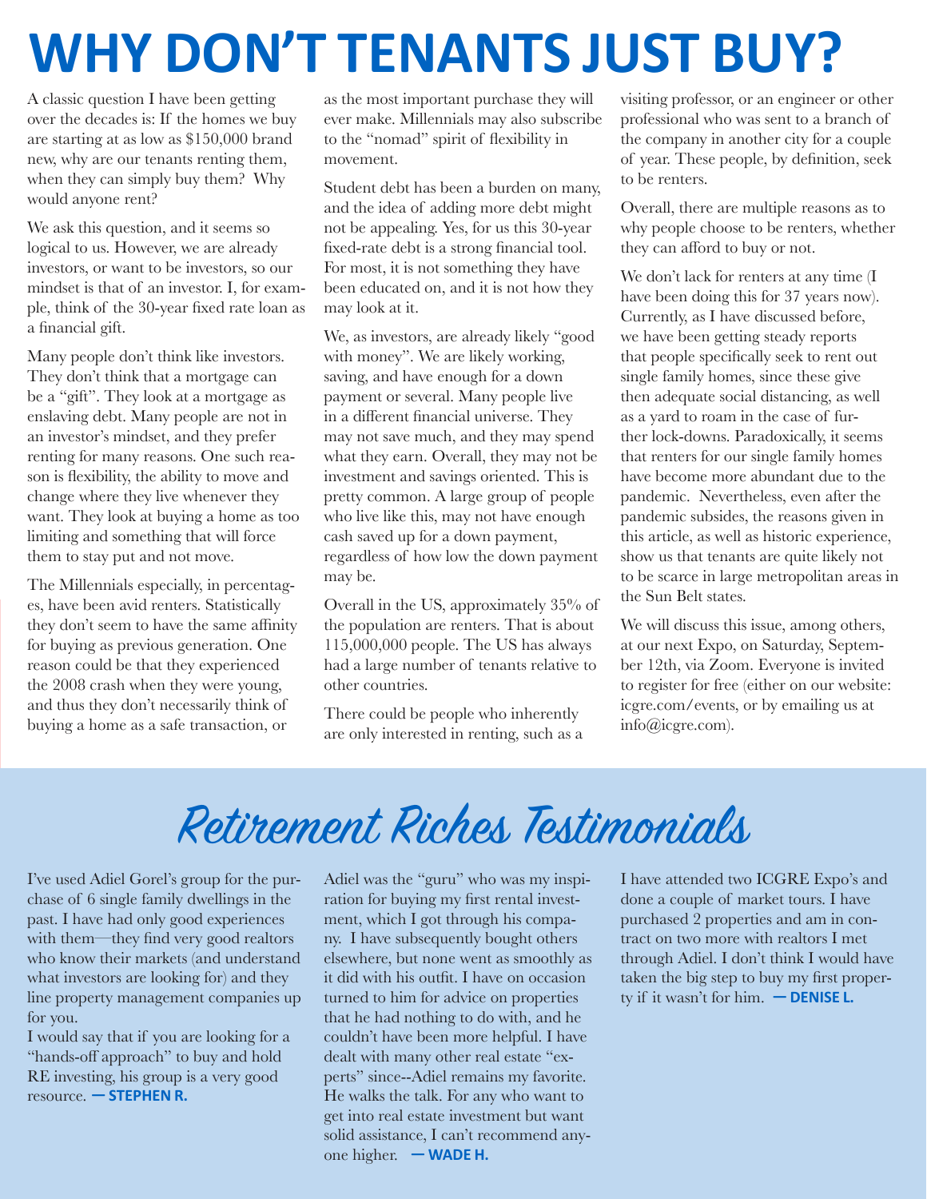# WHY DON'T TENANTS JUST BUY?

A classic question I have been getting over the decades is: If the homes we buy are starting at as low as $150,000 brand new, why are our tenants renting them, when they can simply buy them? Why would anyone rent?

We ask this question, and it seems so logical to us. However, we are already investors, or want to be investors, so our mindset is that of an investor. I, for example, think of the 30-year fixed rate loan as a financial gift.

Many people don't think like investors. They don't think that a mortgage can be a "gift". They look at a mortgage as enslaving debt. Many people are not in an investor's mindset, and they prefer renting for many reasons. One such reason is flexibility, the ability to move and change where they live whenever they want. They look at buying a home as too limiting and something that will force them to stay put and not move.

The Millennials especially, in percentages, have been avid renters. Statistically they don't seem to have the same affinity for buying as previous generation. One reason could be that they experienced the 2008 crash when they were young, and thus they don't necessarily think of buying a home as a safe transaction, or as the most important purchase they will ever make. Millennials may also subscribe to the "nomad" spirit of flexibility in movement.

Student debt has been a burden on many, and the idea of adding more debt might not be appealing. Yes, for us this 30-year fixed-rate debt is a strong financial tool. For most, it is not something they have been educated on, and it is not how they may look at it.

We, as investors, are already likely "good with money". We are likely working, saving, and have enough for a down payment or several. Many people live in a different financial universe. They may not save much, and they may spend what they earn. Overall, they may not be investment and savings oriented. This is pretty common. A large group of people who live like this, may not have enough cash saved up for a down payment, regardless of how low the down payment may be.

Overall in the US, approximately 35% of the population are renters. That is about 115,000,000 people. The US has always had a large number of tenants relative to other countries.

There could be people who inherently are only interested in renting, such as a visiting professor, or an engineer or other professional who was sent to a branch of the company in another city for a couple of year. These people, by definition, seek to be renters.

Overall, there are multiple reasons as to why people choose to be renters, whether they can afford to buy or not.

We don't lack for renters at any time (I have been doing this for 37 years now). Currently, as I have discussed before, we have been getting steady reports that people specifically seek to rent out single family homes, since these give then adequate social distancing, as well as a yard to roam in the case of further lock-downs. Paradoxically, it seems that renters for our single family homes have become more abundant due to the pandemic. Nevertheless, even after the pandemic subsides, the reasons given in this article, as well as historic experience, show us that tenants are quite likely not to be scarce in large metropolitan areas in the Sun Belt states.

We will discuss this issue, among others, at our next Expo, on Saturday, September 12th, via Zoom. Everyone is invited to register for free (either on our website: icgre.com/events, or by emailing us at info@icgre.com).

# *Retirement Riches Testimonials*

I've used Adiel Gorel's group for the purchase of 6 single family dwellings in the past. I have had only good experiences with them—they find very good realtors who know their markets (and understand what investors are looking for) and they line property management companies up for you.
I would say that if you are looking for a "hands-off approach" to buy and hold RE investing, his group is a very good resource. **— STEPHEN R.**

Adiel was the "guru" who was my inspiration for buying my first rental investment, which I got through his company. I have subsequently bought others elsewhere, but none went as smoothly as it did with his outfit. I have on occasion turned to him for advice on properties that he had nothing to do with, and he couldn't have been more helpful. I have dealt with many other real estate "experts" since--Adiel remains my favorite. He walks the talk. For any who want to get into real estate investment but want solid assistance, I can't recommend anyone higher. **— WADE H.**

I have attended two ICGRE Expo's and done a couple of market tours. I have purchased 2 properties and am in contract on two more with realtors I met through Adiel. I don't think I would have taken the big step to buy my first property if it wasn't for him. **— DENISE L.**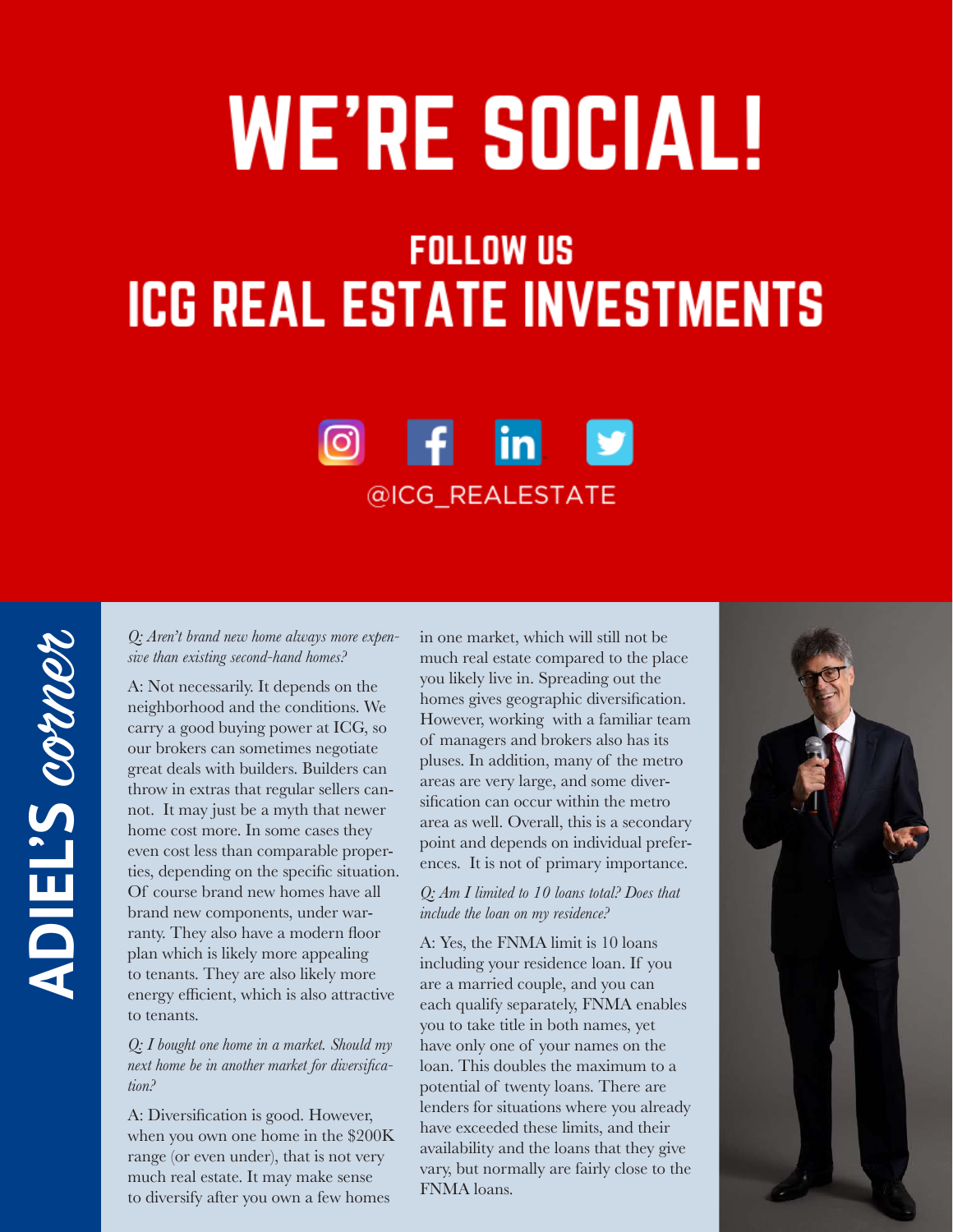# WE'RE SOCIAL!

## FOLLOW US
## ICG REAL ESTATE INVESTMENTS

@ICG_REALESTATE

## ADIEL'S *corner*

*Q: Aren't brand new home always more expensive than existing second-hand homes?*

A: Not necessarily. It depends on the neighborhood and the conditions. We carry a good buying power at ICG, so our brokers can sometimes negotiate great deals with builders. Builders can throw in extras that regular sellers cannot. It may just be a myth that newer home cost more. In some cases they even cost less than comparable properties, depending on the specific situation. Of course brand new homes have all brand new components, under warranty. They also have a modern floor plan which is likely more appealing to tenants. They are also likely more energy efficient, which is also attractive to tenants.

*Q: I bought one home in a market. Should my next home be in another market for diversification?*

A: Diversification is good. However, when you own one home in the $200K range (or even under), that is not very much real estate. It may make sense to diversify after you own a few homes in one market, which will still not be much real estate compared to the place you likely live in. Spreading out the homes gives geographic diversification. However, working with a familiar team of managers and brokers also has its pluses. In addition, many of the metro areas are very large, and some diversification can occur within the metro area as well. Overall, this is a secondary point and depends on individual preferences. It is not of primary importance.

*Q: Am I limited to 10 loans total? Does that include the loan on my residence?*

A: Yes, the FNMA limit is 10 loans including your residence loan. If you are a married couple, and you can each qualify separately, FNMA enables you to take title in both names, yet have only one of your names on the loan. This doubles the maximum to a potential of twenty loans. There are lenders for situations where you already have exceeded these limits, and their availability and the loans that they give vary, but normally are fairly close to the FNMA loans.